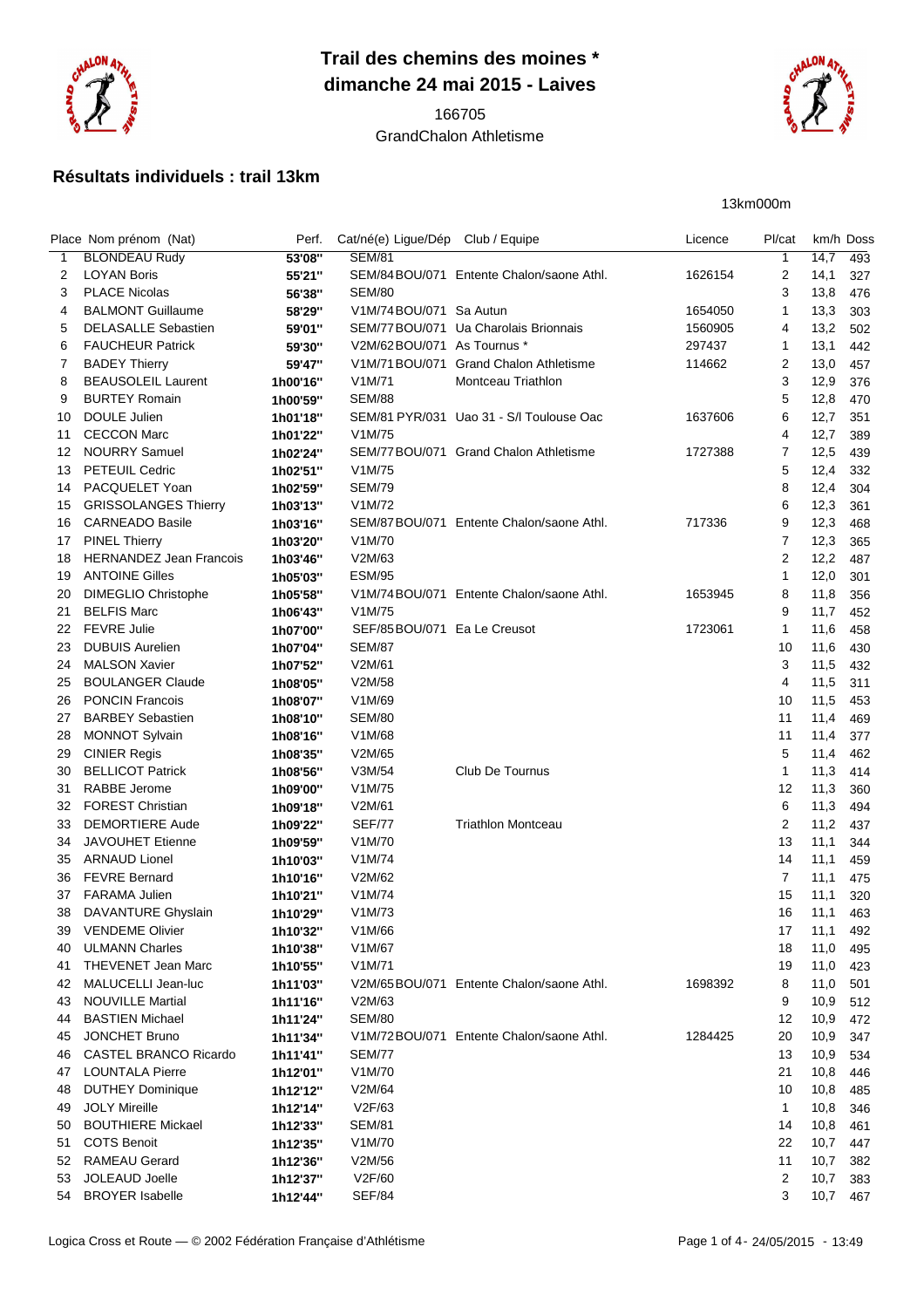# Trail des chemins des moines *
## dimanche 24 mai 2015 - Laives

166705
GrandChalon Athletisme

### Résultats individuels : trail 13km

13km000m

| Place | Nom prénom (Nat) | Perf. | Cat/né(e) | Ligue/Dép | Club / Equipe | Licence | Pl/cat | km/h | Doss |
|---|---|---|---|---|---|---|---|---|---|
| 1 | BLONDEAU Rudy | 53'08'' | SEM/81 | | | | 1 | 14,7 | 493 |
| 2 | LOYAN Boris | 55'21'' | SEM/84 | BOU/071 | Entente Chalon/saone Athl. | 1626154 | 2 | 14,1 | 327 |
| 3 | PLACE Nicolas | 56'38'' | SEM/80 | | | | 3 | 13,8 | 476 |
| 4 | BALMONT Guillaume | 58'29'' | V1M/74 | BOU/071 | Sa Autun | 1654050 | 1 | 13,3 | 303 |
| 5 | DELASALLE Sebastien | 59'01'' | SEM/77 | BOU/071 | Ua Charolais Brionnais | 1560905 | 4 | 13,2 | 502 |
| 6 | FAUCHEUR Patrick | 59'30'' | V2M/62 | BOU/071 | As Tournus * | 297437 | 1 | 13,1 | 442 |
| 7 | BADEY Thierry | 59'47'' | V1M/71 | BOU/071 | Grand Chalon Athletisme | 114662 | 2 | 13,0 | 457 |
| 8 | BEAUSOLEIL Laurent | 1h00'16'' | V1M/71 | | Montceau Triathlon | | 3 | 12,9 | 376 |
| 9 | BURTEY Romain | 1h00'59'' | SEM/88 | | | | 5 | 12,8 | 470 |
| 10 | DOULE Julien | 1h01'18'' | SEM/81 | PYR/031 | Uao 31 - S/l Toulouse Oac | 1637606 | 6 | 12,7 | 351 |
| 11 | CECCON Marc | 1h01'22'' | V1M/75 | | | | 4 | 12,7 | 389 |
| 12 | NOURRY Samuel | 1h02'24'' | SEM/77 | BOU/071 | Grand Chalon Athletisme | 1727388 | 7 | 12,5 | 439 |
| 13 | PETEUIL Cedric | 1h02'51'' | V1M/75 | | | | 5 | 12,4 | 332 |
| 14 | PACQUELET Yoan | 1h02'59'' | SEM/79 | | | | 8 | 12,4 | 304 |
| 15 | GRISSOLANGES Thierry | 1h03'13'' | V1M/72 | | | | 6 | 12,3 | 361 |
| 16 | CARNEADO Basile | 1h03'16'' | SEM/87 | BOU/071 | Entente Chalon/saone Athl. | 717336 | 9 | 12,3 | 468 |
| 17 | PINEL Thierry | 1h03'20'' | V1M/70 | | | | 7 | 12,3 | 365 |
| 18 | HERNANDEZ Jean Francois | 1h03'46'' | V2M/63 | | | | 2 | 12,2 | 487 |
| 19 | ANTOINE Gilles | 1h05'03'' | ESM/95 | | | | 1 | 12,0 | 301 |
| 20 | DIMEGLIO Christophe | 1h05'58'' | V1M/74 | BOU/071 | Entente Chalon/saone Athl. | 1653945 | 8 | 11,8 | 356 |
| 21 | BELFIS Marc | 1h06'43'' | V1M/75 | | | | 9 | 11,7 | 452 |
| 22 | FEVRE Julie | 1h07'00'' | SEF/85 | BOU/071 | Ea Le Creusot | 1723061 | 1 | 11,6 | 458 |
| 23 | DUBUIS Aurelien | 1h07'04'' | SEM/87 | | | | 10 | 11,6 | 430 |
| 24 | MALSON Xavier | 1h07'52'' | V2M/61 | | | | 3 | 11,5 | 432 |
| 25 | BOULANGER Claude | 1h08'05'' | V2M/58 | | | | 4 | 11,5 | 311 |
| 26 | PONCIN Francois | 1h08'07'' | V1M/69 | | | | 10 | 11,5 | 453 |
| 27 | BARBEY Sebastien | 1h08'10'' | SEM/80 | | | | 11 | 11,4 | 469 |
| 28 | MONNOT Sylvain | 1h08'16'' | V1M/68 | | | | 11 | 11,4 | 377 |
| 29 | CINIER Regis | 1h08'35'' | V2M/65 | | | | 5 | 11,4 | 462 |
| 30 | BELLICOT Patrick | 1h08'56'' | V3M/54 | | Club De Tournus | | 1 | 11,3 | 414 |
| 31 | RABBE Jerome | 1h09'00'' | V1M/75 | | | | 12 | 11,3 | 360 |
| 32 | FOREST Christian | 1h09'18'' | V2M/61 | | | | 6 | 11,3 | 494 |
| 33 | DEMORTIERE Aude | 1h09'22'' | SEF/77 | | Triathlon Montceau | | 2 | 11,2 | 437 |
| 34 | JAVOUHET Etienne | 1h09'59'' | V1M/70 | | | | 13 | 11,1 | 344 |
| 35 | ARNAUD Lionel | 1h10'03'' | V1M/74 | | | | 14 | 11,1 | 459 |
| 36 | FEVRE Bernard | 1h10'16'' | V2M/62 | | | | 7 | 11,1 | 475 |
| 37 | FARAMA Julien | 1h10'21'' | V1M/74 | | | | 15 | 11,1 | 320 |
| 38 | DAVANTURE Ghyslain | 1h10'29'' | V1M/73 | | | | 16 | 11,1 | 463 |
| 39 | VENDEME Olivier | 1h10'32'' | V1M/66 | | | | 17 | 11,1 | 492 |
| 40 | ULMANN Charles | 1h10'38'' | V1M/67 | | | | 18 | 11,0 | 495 |
| 41 | THEVENET Jean Marc | 1h10'55'' | V1M/71 | | | | 19 | 11,0 | 423 |
| 42 | MALUCELLI Jean-luc | 1h11'03'' | V2M/65 | BOU/071 | Entente Chalon/saone Athl. | 1698392 | 8 | 11,0 | 501 |
| 43 | NOUVILLE Martial | 1h11'16'' | V2M/63 | | | | 9 | 10,9 | 512 |
| 44 | BASTIEN Michael | 1h11'24'' | SEM/80 | | | | 12 | 10,9 | 472 |
| 45 | JONCHET Bruno | 1h11'34'' | V1M/72 | BOU/071 | Entente Chalon/saone Athl. | 1284425 | 20 | 10,9 | 347 |
| 46 | CASTEL BRANCO Ricardo | 1h11'41'' | SEM/77 | | | | 13 | 10,9 | 534 |
| 47 | LOUNTALA Pierre | 1h12'01'' | V1M/70 | | | | 21 | 10,8 | 446 |
| 48 | DUTHEY Dominique | 1h12'12'' | V2M/64 | | | | 10 | 10,8 | 485 |
| 49 | JOLY Mireille | 1h12'14'' | V2F/63 | | | | 1 | 10,8 | 346 |
| 50 | BOUTHIERE Mickael | 1h12'33'' | SEM/81 | | | | 14 | 10,8 | 461 |
| 51 | COTS Benoit | 1h12'35'' | V1M/70 | | | | 22 | 10,7 | 447 |
| 52 | RAMEAU Gerard | 1h12'36'' | V2M/56 | | | | 11 | 10,7 | 382 |
| 53 | JOLEAUD Joelle | 1h12'37'' | V2F/60 | | | | 2 | 10,7 | 383 |
| 54 | BROYER Isabelle | 1h12'44'' | SEF/84 | | | | 3 | 10,7 | 467 |

Logica Cross et Route — © 2002 Fédération Française d'Athlétisme — 24/05/2015 - 13:49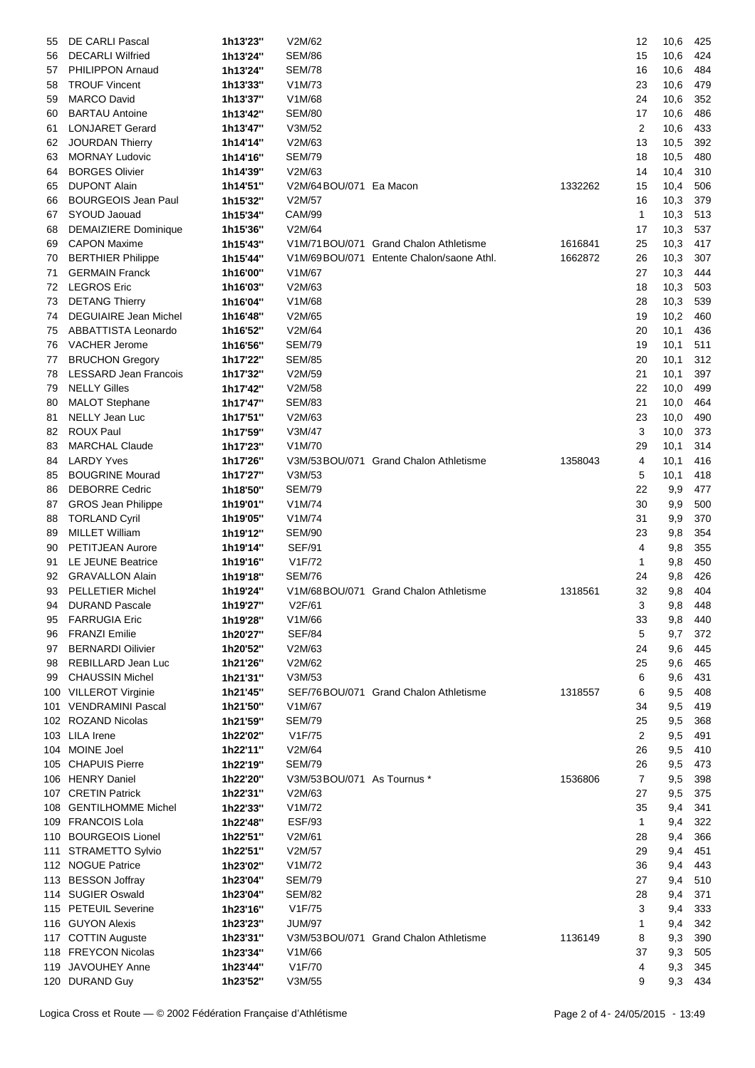| | | | | | | | | |
|---|---|---|---|---|---|---|---|---|
| 55 | DE CARLI Pascal | 1h13'23'' | V2M/62 | | | 12 | 10,6 | 425 |
| 56 | DECARLI Wilfried | 1h13'24'' | SEM/86 | | | 15 | 10,6 | 424 |
| 57 | PHILIPPON Arnaud | 1h13'24'' | SEM/78 | | | 16 | 10,6 | 484 |
| 58 | TROUF Vincent | 1h13'33'' | V1M/73 | | | 23 | 10,6 | 479 |
| 59 | MARCO David | 1h13'37'' | V1M/68 | | | 24 | 10,6 | 352 |
| 60 | BARTAU Antoine | 1h13'42'' | SEM/80 | | | 17 | 10,6 | 486 |
| 61 | LONJARET Gerard | 1h13'47'' | V3M/52 | | | 2 | 10,6 | 433 |
| 62 | JOURDAN Thierry | 1h14'14'' | V2M/63 | | | 13 | 10,5 | 392 |
| 63 | MORNAY Ludovic | 1h14'16'' | SEM/79 | | | 18 | 10,5 | 480 |
| 64 | BORGES Olivier | 1h14'39'' | V2M/63 | | | 14 | 10,4 | 310 |
| 65 | DUPONT Alain | 1h14'51'' | V2M/64 BOU/071 | Ea Macon | 1332262 | 15 | 10,4 | 506 |
| 66 | BOURGEOIS Jean Paul | 1h15'32'' | V2M/57 | | | 16 | 10,3 | 379 |
| 67 | SYOUD Jaouad | 1h15'34'' | CAM/99 | | | 1 | 10,3 | 513 |
| 68 | DEMAIZIERE Dominique | 1h15'36'' | V2M/64 | | | 17 | 10,3 | 537 |
| 69 | CAPON Maxime | 1h15'43'' | V1M/71 BOU/071 | Grand Chalon Athletisme | 1616841 | 25 | 10,3 | 417 |
| 70 | BERTHIER Philippe | 1h15'44'' | V1M/69 BOU/071 | Entente Chalon/saone Athl. | 1662872 | 26 | 10,3 | 307 |
| 71 | GERMAIN Franck | 1h16'00'' | V1M/67 | | | 27 | 10,3 | 444 |
| 72 | LEGROS Eric | 1h16'03'' | V2M/63 | | | 18 | 10,3 | 503 |
| 73 | DETANG Thierry | 1h16'04'' | V1M/68 | | | 28 | 10,3 | 539 |
| 74 | DEGUIAIRE Jean Michel | 1h16'48'' | V2M/65 | | | 19 | 10,2 | 460 |
| 75 | ABBATTISTA Leonardo | 1h16'52'' | V2M/64 | | | 20 | 10,1 | 436 |
| 76 | VACHER Jerome | 1h16'56'' | SEM/79 | | | 19 | 10,1 | 511 |
| 77 | BRUCHON Gregory | 1h17'22'' | SEM/85 | | | 20 | 10,1 | 312 |
| 78 | LESSARD Jean Francois | 1h17'32'' | V2M/59 | | | 21 | 10,1 | 397 |
| 79 | NELLY Gilles | 1h17'42'' | V2M/58 | | | 22 | 10,0 | 499 |
| 80 | MALOT Stephane | 1h17'47'' | SEM/83 | | | 21 | 10,0 | 464 |
| 81 | NELLY Jean Luc | 1h17'51'' | V2M/63 | | | 23 | 10,0 | 490 |
| 82 | ROUX Paul | 1h17'59'' | V3M/47 | | | 3 | 10,0 | 373 |
| 83 | MARCHAL Claude | 1h17'23'' | V1M/70 | | | 29 | 10,1 | 314 |
| 84 | LARDY Yves | 1h17'26'' | V3M/53 BOU/071 | Grand Chalon Athletisme | 1358043 | 4 | 10,1 | 416 |
| 85 | BOUGRINE Mourad | 1h17'27'' | V3M/53 | | | 5 | 10,1 | 418 |
| 86 | DEBORRE Cedric | 1h18'50'' | SEM/79 | | | 22 | 9,9 | 477 |
| 87 | GROS Jean Philippe | 1h19'01'' | V1M/74 | | | 30 | 9,9 | 500 |
| 88 | TORLAND Cyril | 1h19'05'' | V1M/74 | | | 31 | 9,9 | 370 |
| 89 | MILLET William | 1h19'12'' | SEM/90 | | | 23 | 9,8 | 354 |
| 90 | PETITJEAN Aurore | 1h19'14'' | SEF/91 | | | 4 | 9,8 | 355 |
| 91 | LE JEUNE Beatrice | 1h19'16'' | V1F/72 | | | 1 | 9,8 | 450 |
| 92 | GRAVALLON Alain | 1h19'18'' | SEM/76 | | | 24 | 9,8 | 426 |
| 93 | PELLETIER Michel | 1h19'24'' | V1M/68 BOU/071 | Grand Chalon Athletisme | 1318561 | 32 | 9,8 | 404 |
| 94 | DURAND Pascale | 1h19'27'' | V2F/61 | | | 3 | 9,8 | 448 |
| 95 | FARRUGIA Eric | 1h19'28'' | V1M/66 | | | 33 | 9,8 | 440 |
| 96 | FRANZI Emilie | 1h20'27'' | SEF/84 | | | 5 | 9,7 | 372 |
| 97 | BERNARDI Oilivier | 1h20'52'' | V2M/63 | | | 24 | 9,6 | 445 |
| 98 | REBILLARD Jean Luc | 1h21'26'' | V2M/62 | | | 25 | 9,6 | 465 |
| 99 | CHAUSSIN Michel | 1h21'31'' | V3M/53 | | | 6 | 9,6 | 431 |
| 100 | VILLEROT Virginie | 1h21'45'' | SEF/76 BOU/071 | Grand Chalon Athletisme | 1318557 | 6 | 9,5 | 408 |
| 101 | VENDRAMINI Pascal | 1h21'50'' | V1M/67 | | | 34 | 9,5 | 419 |
| 102 | ROZAND Nicolas | 1h21'59'' | SEM/79 | | | 25 | 9,5 | 368 |
| 103 | LILA Irene | 1h22'02'' | V1F/75 | | | 2 | 9,5 | 491 |
| 104 | MOINE Joel | 1h22'11'' | V2M/64 | | | 26 | 9,5 | 410 |
| 105 | CHAPUIS Pierre | 1h22'19'' | SEM/79 | | | 26 | 9,5 | 473 |
| 106 | HENRY Daniel | 1h22'20'' | V3M/53 BOU/071 | As Tournus * | 1536806 | 7 | 9,5 | 398 |
| 107 | CRETIN Patrick | 1h22'31'' | V2M/63 | | | 27 | 9,5 | 375 |
| 108 | GENTILHOMME Michel | 1h22'33'' | V1M/72 | | | 35 | 9,4 | 341 |
| 109 | FRANCOIS Lola | 1h22'48'' | ESF/93 | | | 1 | 9,4 | 322 |
| 110 | BOURGEOIS Lionel | 1h22'51'' | V2M/61 | | | 28 | 9,4 | 366 |
| 111 | STRAMETTO Sylvio | 1h22'51'' | V2M/57 | | | 29 | 9,4 | 451 |
| 112 | NOGUE Patrice | 1h23'02'' | V1M/72 | | | 36 | 9,4 | 443 |
| 113 | BESSON Joffray | 1h23'04'' | SEM/79 | | | 27 | 9,4 | 510 |
| 114 | SUGIER Oswald | 1h23'04'' | SEM/82 | | | 28 | 9,4 | 371 |
| 115 | PETEUIL Severine | 1h23'16'' | V1F/75 | | | 3 | 9,4 | 333 |
| 116 | GUYON Alexis | 1h23'23'' | JUM/97 | | | 1 | 9,4 | 342 |
| 117 | COTTIN Auguste | 1h23'31'' | V3M/53 BOU/071 | Grand Chalon Athletisme | 1136149 | 8 | 9,3 | 390 |
| 118 | FREYCON Nicolas | 1h23'34'' | V1M/66 | | | 37 | 9,3 | 505 |
| 119 | JAVOUHEY Anne | 1h23'44'' | V1F/70 | | | 4 | 9,3 | 345 |
| 120 | DURAND Guy | 1h23'52'' | V3M/55 | | | 9 | 9,3 | 434 |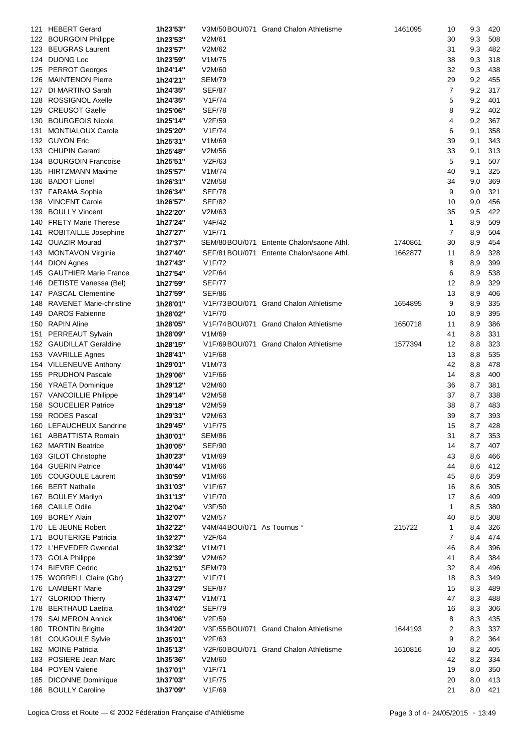| | | | | | | | | |
|---|---|---|---|---|---|---|---|---|
| 121 | HEBERT Gerard | 1h23'53'' | V3M/50 | BOU/071 Grand Chalon Athletisme | 1461095 | 10 | 9,3 | 420 |
| 122 | BOURGOIN Philippe | 1h23'53'' | V2M/61 | | | 30 | 9,3 | 508 |
| 123 | BEUGRAS Laurent | 1h23'57'' | V2M/62 | | | 31 | 9,3 | 482 |
| 124 | DUONG Loc | 1h23'59'' | V1M/75 | | | 38 | 9,3 | 318 |
| 125 | PERROT Georges | 1h24'14'' | V2M/60 | | | 32 | 9,3 | 438 |
| 126 | MAINTENON Pierre | 1h24'21'' | SEM/79 | | | 29 | 9,2 | 455 |
| 127 | DI MARTINO Sarah | 1h24'35'' | SEF/87 | | | 7 | 9,2 | 317 |
| 128 | ROSSIGNOL Axelle | 1h24'35'' | V1F/74 | | | 5 | 9,2 | 401 |
| 129 | CREUSOT Gaelle | 1h25'06'' | SEF/78 | | | 8 | 9,2 | 402 |
| 130 | BOURGEOIS Nicole | 1h25'14'' | V2F/59 | | | 4 | 9,2 | 367 |
| 131 | MONTIALOUX Carole | 1h25'20'' | V1F/74 | | | 6 | 9,1 | 358 |
| 132 | GUYON Eric | 1h25'31'' | V1M/69 | | | 39 | 9,1 | 343 |
| 133 | CHUPIN Gerard | 1h25'48'' | V2M/56 | | | 33 | 9,1 | 313 |
| 134 | BOURGOIN Francoise | 1h25'51'' | V2F/63 | | | 5 | 9,1 | 507 |
| 135 | HIRTZMANN Maxime | 1h25'57'' | V1M/74 | | | 40 | 9,1 | 325 |
| 136 | BADOT Lionel | 1h26'31'' | V2M/58 | | | 34 | 9,0 | 369 |
| 137 | FARAMA Sophie | 1h26'34'' | SEF/78 | | | 9 | 9,0 | 321 |
| 138 | VINCENT Carole | 1h26'57'' | SEF/82 | | | 10 | 9,0 | 456 |
| 139 | BOULLY Vincent | 1h22'20'' | V2M/63 | | | 35 | 9,5 | 422 |
| 140 | FRETY Marie Therese | 1h27'24'' | V4F/42 | | | 1 | 8,9 | 509 |
| 141 | ROBITAILLE Josephine | 1h27'27'' | V1F/71 | | | 7 | 8,9 | 504 |
| 142 | OUAZIR Mourad | 1h27'37'' | SEM/80 | BOU/071 Entente Chalon/saone Athl. | 1740861 | 30 | 8,9 | 454 |
| 143 | MONTAVON Virginie | 1h27'40'' | SEF/81 | BOU/071 Entente Chalon/saone Athl. | 1662877 | 11 | 8,9 | 328 |
| 144 | DION Agnes | 1h27'43'' | V1F/72 | | | 8 | 8,9 | 399 |
| 145 | GAUTHIER Marie France | 1h27'54'' | V2F/64 | | | 6 | 8,9 | 538 |
| 146 | DETISTE Vanessa (Bel) | 1h27'59'' | SEF/77 | | | 12 | 8,9 | 329 |
| 147 | PASCAL Clementine | 1h27'59'' | SEF/86 | | | 13 | 8,9 | 406 |
| 148 | RAVENET Marie-christine | 1h28'01'' | V1F/73 | BOU/071 Grand Chalon Athletisme | 1654895 | 9 | 8,9 | 335 |
| 149 | DAROS Fabienne | 1h28'02'' | V1F/70 | | | 10 | 8,9 | 395 |
| 150 | RAPIN Aline | 1h28'05'' | V1F/74 | BOU/071 Grand Chalon Athletisme | 1650718 | 11 | 8,9 | 386 |
| 151 | PERREAUT Sylvain | 1h28'09'' | V1M/69 | | | 41 | 8,8 | 331 |
| 152 | GAUDILLAT Geraldine | 1h28'15'' | V1F/69 | BOU/071 Grand Chalon Athletisme | 1577394 | 12 | 8,8 | 323 |
| 153 | VAVRILLE Agnes | 1h28'41'' | V1F/68 | | | 13 | 8,8 | 535 |
| 154 | VILLENEUVE Anthony | 1h29'01'' | V1M/73 | | | 42 | 8,8 | 478 |
| 155 | PRUDHON Pascale | 1h29'06'' | V1F/66 | | | 14 | 8,8 | 400 |
| 156 | YRAETA Dominique | 1h29'12'' | V2M/60 | | | 36 | 8,7 | 381 |
| 157 | VANCOILLIE Philippe | 1h29'14'' | V2M/58 | | | 37 | 8,7 | 338 |
| 158 | SOUCELIER Patrice | 1h29'18'' | V2M/59 | | | 38 | 8,7 | 483 |
| 159 | RODES Pascal | 1h29'31'' | V2M/63 | | | 39 | 8,7 | 393 |
| 160 | LEFAUCHEUX Sandrine | 1h29'45'' | V1F/75 | | | 15 | 8,7 | 428 |
| 161 | ABBATTISTA Romain | 1h30'01'' | SEM/86 | | | 31 | 8,7 | 353 |
| 162 | MARTIN Beatrice | 1h30'05'' | SEF/90 | | | 14 | 8,7 | 407 |
| 163 | GILOT Christophe | 1h30'23'' | V1M/69 | | | 43 | 8,6 | 466 |
| 164 | GUERIN Patrice | 1h30'44'' | V1M/66 | | | 44 | 8,6 | 412 |
| 165 | COUGOULE Laurent | 1h30'59'' | V1M/66 | | | 45 | 8,6 | 359 |
| 166 | BERT Nathalie | 1h31'03'' | V1F/67 | | | 16 | 8,6 | 305 |
| 167 | BOULEY Marilyn | 1h31'13'' | V1F/70 | | | 17 | 8,6 | 409 |
| 168 | CAILLE Odile | 1h32'04'' | V3F/50 | | | 1 | 8,5 | 380 |
| 169 | BOREY Alain | 1h32'07'' | V2M/57 | | | 40 | 8,5 | 308 |
| 170 | LE JEUNE Robert | 1h32'22'' | V4M/44 | BOU/071 As Tournus * | 215722 | 1 | 8,4 | 326 |
| 171 | BOUTERIGE Patricia | 1h32'27'' | V2F/64 | | | 7 | 8,4 | 474 |
| 172 | L'HEVEDER Gwendal | 1h32'32'' | V1M/71 | | | 46 | 8,4 | 396 |
| 173 | GOLA Philippe | 1h32'39'' | V2M/62 | | | 41 | 8,4 | 384 |
| 174 | BIEVRE Cedric | 1h32'51'' | SEM/79 | | | 32 | 8,4 | 496 |
| 175 | WORRELL Claire (Gbr) | 1h33'27'' | V1F/71 | | | 18 | 8,3 | 349 |
| 176 | LAMBERT Marie | 1h33'29'' | SEF/87 | | | 15 | 8,3 | 489 |
| 177 | GLORIOD Thierry | 1h33'47'' | V1M/71 | | | 47 | 8,3 | 488 |
| 178 | BERTHAUD Laetitia | 1h34'02'' | SEF/79 | | | 16 | 8,3 | 306 |
| 179 | SALMERON Annick | 1h34'06'' | V2F/59 | | | 8 | 8,3 | 435 |
| 180 | TRONTIN Brigitte | 1h34'20'' | V3F/55 | BOU/071 Grand Chalon Athletisme | 1644193 | 2 | 8,3 | 337 |
| 181 | COUGOULE Sylvie | 1h35'01'' | V2F/63 | | | 9 | 8,2 | 364 |
| 182 | MOINE Patricia | 1h35'13'' | V2F/60 | BOU/071 Grand Chalon Athletisme | 1610816 | 10 | 8,2 | 405 |
| 183 | POSIERE Jean Marc | 1h35'36'' | V2M/60 | | | 42 | 8,2 | 334 |
| 184 | POYEN Valerie | 1h37'01'' | V1F/71 | | | 19 | 8,0 | 350 |
| 185 | DICONNE Dominique | 1h37'03'' | V1F/75 | | | 20 | 8,0 | 413 |
| 186 | BOULLY Caroline | 1h37'09'' | V1F/69 | | | 21 | 8,0 | 421 |

Logica Cross et Route — © 2002 Fédération Française d'Athlétisme — 24/05/2015 - 13:49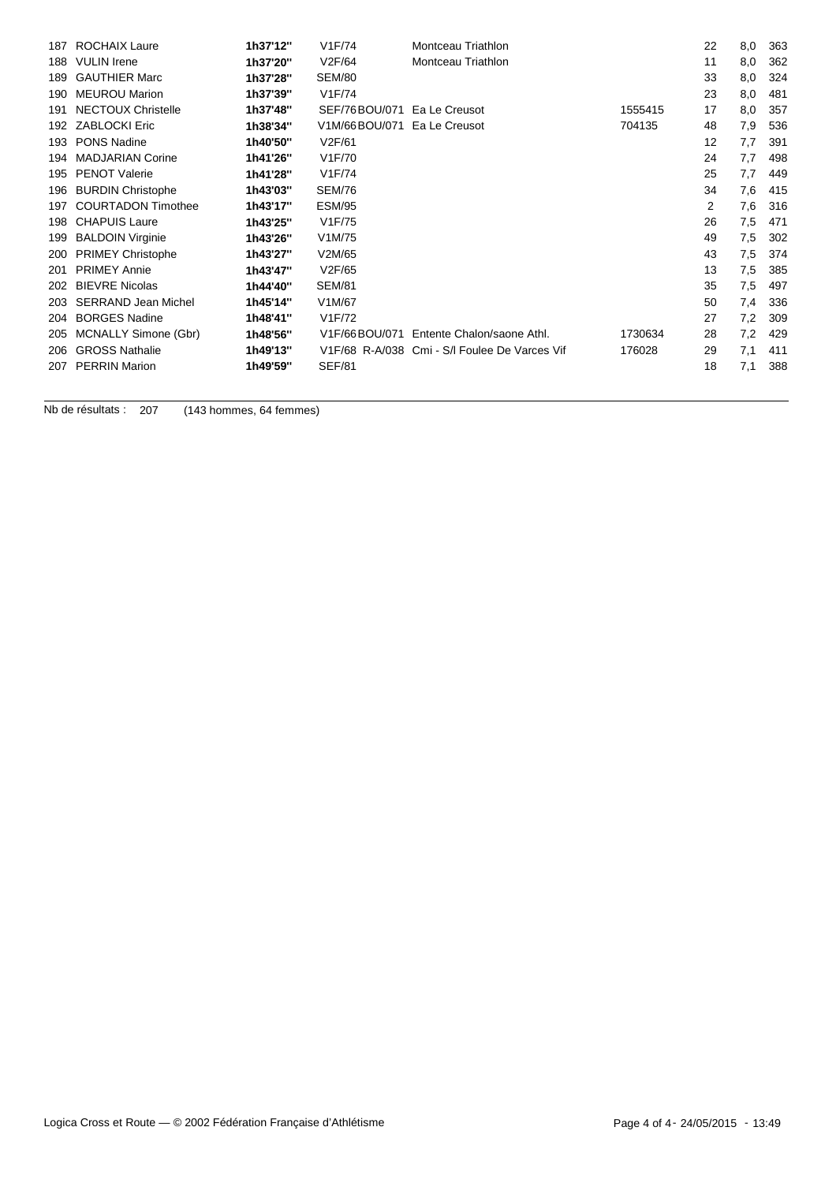| | | | | | | | | |
|---|---|---|---|---|---|---|---|---|
| 187 | ROCHAIX Laure | 1h37'12'' | V1F/74 | Montceau Triathlon | | 22 | 8,0 | 363 |
| 188 | VULIN Irene | 1h37'20'' | V2F/64 | Montceau Triathlon | | 11 | 8,0 | 362 |
| 189 | GAUTHIER Marc | 1h37'28'' | SEM/80 | | | 33 | 8,0 | 324 |
| 190 | MEUROU Marion | 1h37'39'' | V1F/74 | | | 23 | 8,0 | 481 |
| 191 | NECTOUX Christelle | 1h37'48'' | SEF/76 BOU/071 | Ea Le Creusot | 1555415 | 17 | 8,0 | 357 |
| 192 | ZABLOCKI Eric | 1h38'34'' | V1M/66 BOU/071 | Ea Le Creusot | 704135 | 48 | 7,9 | 536 |
| 193 | PONS Nadine | 1h40'50'' | V2F/61 | | | 12 | 7,7 | 391 |
| 194 | MADJARIAN Corine | 1h41'26'' | V1F/70 | | | 24 | 7,7 | 498 |
| 195 | PENOT Valerie | 1h41'28'' | V1F/74 | | | 25 | 7,7 | 449 |
| 196 | BURDIN Christophe | 1h43'03'' | SEM/76 | | | 34 | 7,6 | 415 |
| 197 | COURTADON Timothee | 1h43'17'' | ESM/95 | | | 2 | 7,6 | 316 |
| 198 | CHAPUIS Laure | 1h43'25'' | V1F/75 | | | 26 | 7,5 | 471 |
| 199 | BALDOIN Virginie | 1h43'26'' | V1M/75 | | | 49 | 7,5 | 302 |
| 200 | PRIMEY Christophe | 1h43'27'' | V2M/65 | | | 43 | 7,5 | 374 |
| 201 | PRIMEY Annie | 1h43'47'' | V2F/65 | | | 13 | 7,5 | 385 |
| 202 | BIEVRE Nicolas | 1h44'40'' | SEM/81 | | | 35 | 7,5 | 497 |
| 203 | SERRAND Jean Michel | 1h45'14'' | V1M/67 | | | 50 | 7,4 | 336 |
| 204 | BORGES Nadine | 1h48'41'' | V1F/72 | | | 27 | 7,2 | 309 |
| 205 | MCNALLY Simone (Gbr) | 1h48'56'' | V1F/66 BOU/071 | Entente Chalon/saone Athl. | 1730634 | 28 | 7,2 | 429 |
| 206 | GROSS Nathalie | 1h49'13'' | V1F/68 R-A/038 | Cmi - S/l Foulee De Varces Vif | 176028 | 29 | 7,1 | 411 |
| 207 | PERRIN Marion | 1h49'59'' | SEF/81 | | | 18 | 7,1 | 388 |

Nb de résultats : 207 (143 hommes, 64 femmes)